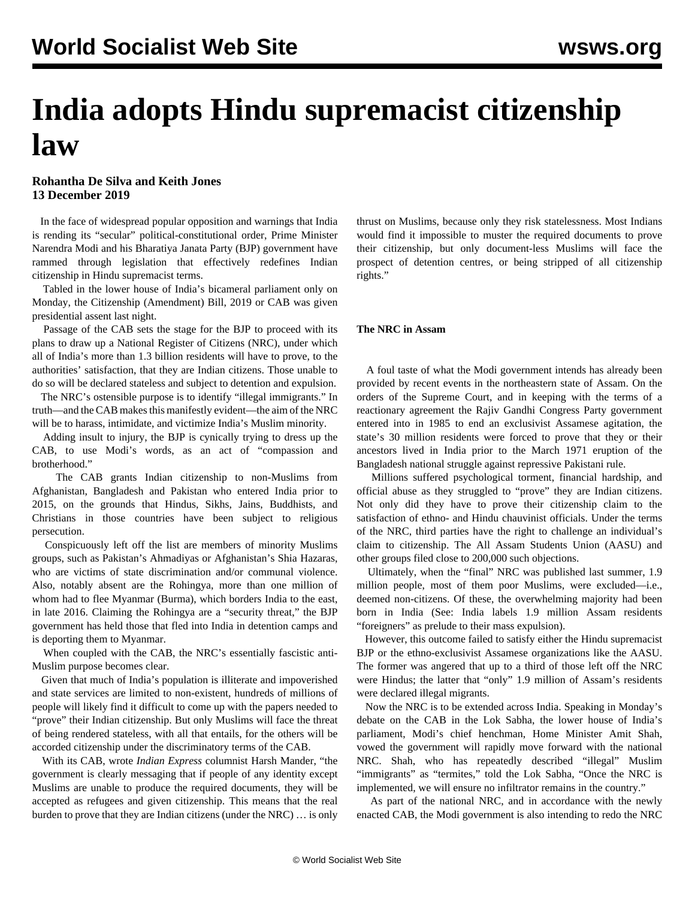# India adopts Hindu supremacist citizenship law

**Rohantha De Silva and Keith Jones**
**13 December 2019**

In the face of widespread popular opposition and warnings that India is rending its "secular" political-constitutional order, Prime Minister Narendra Modi and his Bharatiya Janata Party (BJP) government have rammed through legislation that effectively redefines Indian citizenship in Hindu supremacist terms.

Tabled in the lower house of India's bicameral parliament only on Monday, the Citizenship (Amendment) Bill, 2019 or CAB was given presidential assent last night.

Passage of the CAB sets the stage for the BJP to proceed with its plans to draw up a National Register of Citizens (NRC), under which all of India's more than 1.3 billion residents will have to prove, to the authorities' satisfaction, that they are Indian citizens. Those unable to do so will be declared stateless and subject to detention and expulsion.

The NRC's ostensible purpose is to identify "illegal immigrants." In truth—and the CAB makes this manifestly evident—the aim of the NRC will be to harass, intimidate, and victimize India's Muslim minority.

Adding insult to injury, the BJP is cynically trying to dress up the CAB, to use Modi's words, as an act of "compassion and brotherhood."

The CAB grants Indian citizenship to non-Muslims from Afghanistan, Bangladesh and Pakistan who entered India prior to 2015, on the grounds that Hindus, Sikhs, Jains, Buddhists, and Christians in those countries have been subject to religious persecution.

Conspicuously left off the list are members of minority Muslims groups, such as Pakistan's Ahmadiyas or Afghanistan's Shia Hazaras, who are victims of state discrimination and/or communal violence. Also, notably absent are the Rohingya, more than one million of whom had to flee Myanmar (Burma), which borders India to the east, in late 2016. Claiming the Rohingya are a "security threat," the BJP government has held those that fled into India in detention camps and is deporting them to Myanmar.

When coupled with the CAB, the NRC's essentially fascistic anti-Muslim purpose becomes clear.

Given that much of India's population is illiterate and impoverished and state services are limited to non-existent, hundreds of millions of people will likely find it difficult to come up with the papers needed to "prove" their Indian citizenship. But only Muslims will face the threat of being rendered stateless, with all that entails, for the others will be accorded citizenship under the discriminatory terms of the CAB.

With its CAB, wrote *Indian Express* columnist Harsh Mander, "the government is clearly messaging that if people of any identity except Muslims are unable to produce the required documents, they will be accepted as refugees and given citizenship. This means that the real burden to prove that they are Indian citizens (under the NRC) … is only thrust on Muslims, because only they risk statelessness. Most Indians would find it impossible to muster the required documents to prove their citizenship, but only document-less Muslims will face the prospect of detention centres, or being stripped of all citizenship rights."

**The NRC in Assam**

A foul taste of what the Modi government intends has already been provided by recent events in the northeastern state of Assam. On the orders of the Supreme Court, and in keeping with the terms of a reactionary agreement the Rajiv Gandhi Congress Party government entered into in 1985 to end an exclusivist Assamese agitation, the state's 30 million residents were forced to prove that they or their ancestors lived in India prior to the March 1971 eruption of the Bangladesh national struggle against repressive Pakistani rule.

Millions suffered psychological torment, financial hardship, and official abuse as they struggled to "prove" they are Indian citizens. Not only did they have to prove their citizenship claim to the satisfaction of ethno- and Hindu chauvinist officials. Under the terms of the NRC, third parties have the right to challenge an individual's claim to citizenship. The All Assam Students Union (AASU) and other groups filed close to 200,000 such objections.

Ultimately, when the "final" NRC was published last summer, 1.9 million people, most of them poor Muslims, were excluded—i.e., deemed non-citizens. Of these, the overwhelming majority had been born in India (See: India labels 1.9 million Assam residents "foreigners" as prelude to their mass expulsion).

However, this outcome failed to satisfy either the Hindu supremacist BJP or the ethno-exclusivist Assamese organizations like the AASU. The former was angered that up to a third of those left off the NRC were Hindus; the latter that "only" 1.9 million of Assam's residents were declared illegal migrants.

Now the NRC is to be extended across India. Speaking in Monday's debate on the CAB in the Lok Sabha, the lower house of India's parliament, Modi's chief henchman, Home Minister Amit Shah, vowed the government will rapidly move forward with the national NRC. Shah, who has repeatedly described "illegal" Muslim "immigrants" as "termites," told the Lok Sabha, "Once the NRC is implemented, we will ensure no infiltrator remains in the country."

As part of the national NRC, and in accordance with the newly enacted CAB, the Modi government is also intending to redo the NRC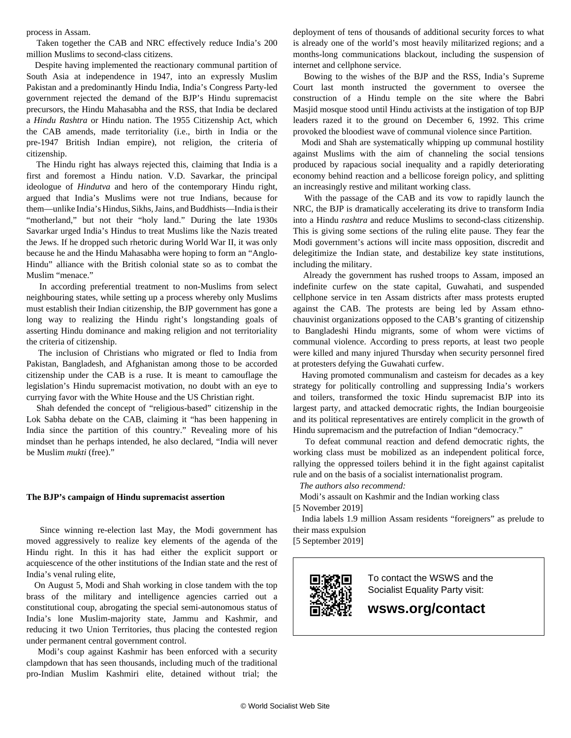process in Assam.

Taken together the CAB and NRC effectively reduce India's 200 million Muslims to second-class citizens.

Despite having implemented the reactionary communal partition of South Asia at independence in 1947, into an expressly Muslim Pakistan and a predominantly Hindu India, India's Congress Party-led government rejected the demand of the BJP's Hindu supremacist precursors, the Hindu Mahasabha and the RSS, that India be declared a *Hindu Rashtra* or Hindu nation. The 1955 Citizenship Act, which the CAB amends, made territoriality (i.e., birth in India or the pre-1947 British Indian empire), not religion, the criteria of citizenship.

The Hindu right has always rejected this, claiming that India is a first and foremost a Hindu nation. V.D. Savarkar, the principal ideologue of *Hindutva* and hero of the contemporary Hindu right, argued that India's Muslims were not true Indians, because for them—unlike India's Hindus, Sikhs, Jains, and Buddhists—India is their "motherland," but not their "holy land." During the late 1930s Savarkar urged India's Hindus to treat Muslims like the Nazis treated the Jews. If he dropped such rhetoric during World War II, it was only because he and the Hindu Mahasabha were hoping to form an "Anglo-Hindu" alliance with the British colonial state so as to combat the Muslim "menace."

In according preferential treatment to non-Muslims from select neighbouring states, while setting up a process whereby only Muslims must establish their Indian citizenship, the BJP government has gone a long way to realizing the Hindu right's longstanding goals of asserting Hindu dominance and making religion and not territoriality the criteria of citizenship.

The inclusion of Christians who migrated or fled to India from Pakistan, Bangladesh, and Afghanistan among those to be accorded citizenship under the CAB is a ruse. It is meant to camouflage the legislation's Hindu supremacist motivation, no doubt with an eye to currying favor with the White House and the US Christian right.

Shah defended the concept of "religious-based" citizenship in the Lok Sabha debate on the CAB, claiming it "has been happening in India since the partition of this country." Revealing more of his mindset than he perhaps intended, he also declared, "India will never be Muslim *mukti* (free)."

**The BJP's campaign of Hindu supremacist assertion**

Since winning re-election last May, the Modi government has moved aggressively to realize key elements of the agenda of the Hindu right. In this it has had either the explicit support or acquiescence of the other institutions of the Indian state and the rest of India's venal ruling elite,

On August 5, Modi and Shah working in close tandem with the top brass of the military and intelligence agencies carried out a constitutional coup, abrogating the special semi-autonomous status of India's lone Muslim-majority state, Jammu and Kashmir, and reducing it two Union Territories, thus placing the contested region under permanent central government control.

Modi's coup against Kashmir has been enforced with a security clampdown that has seen thousands, including much of the traditional pro-Indian Muslim Kashmiri elite, detained without trial; the deployment of tens of thousands of additional security forces to what is already one of the world's most heavily militarized regions; and a months-long communications blackout, including the suspension of internet and cellphone service.

Bowing to the wishes of the BJP and the RSS, India's Supreme Court last month instructed the government to oversee the construction of a Hindu temple on the site where the Babri Masjid mosque stood until Hindu activists at the instigation of top BJP leaders razed it to the ground on December 6, 1992. This crime provoked the bloodiest wave of communal violence since Partition.

Modi and Shah are systematically whipping up communal hostility against Muslims with the aim of channeling the social tensions produced by rapacious social inequality and a rapidly deteriorating economy behind reaction and a bellicose foreign policy, and splitting an increasingly restive and militant working class.

With the passage of the CAB and its vow to rapidly launch the NRC, the BJP is dramatically accelerating its drive to transform India into a Hindu *rashtra* and reduce Muslims to second-class citizenship. This is giving some sections of the ruling elite pause. They fear the Modi government's actions will incite mass opposition, discredit and delegitimize the Indian state, and destabilize key state institutions, including the military.

Already the government has rushed troops to Assam, imposed an indefinite curfew on the state capital, Guwahati, and suspended cellphone service in ten Assam districts after mass protests erupted against the CAB. The protests are being led by Assam ethno-chauvinist organizations opposed to the CAB's granting of citizenship to Bangladeshi Hindu migrants, some of whom were victims of communal violence. According to press reports, at least two people were killed and many injured Thursday when security personnel fired at protesters defying the Guwahati curfew.

Having promoted communalism and casteism for decades as a key strategy for politically controlling and suppressing India's workers and toilers, transformed the toxic Hindu supremacist BJP into its largest party, and attacked democratic rights, the Indian bourgeoisie and its political representatives are entirely complicit in the growth of Hindu supremacism and the putrefaction of Indian "democracy."

To defeat communal reaction and defend democratic rights, the working class must be mobilized as an independent political force, rallying the oppressed toilers behind it in the fight against capitalist rule and on the basis of a socialist internationalist program.

*The authors also recommend:*

Modi's assault on Kashmir and the Indian working class
[5 November 2019]

India labels 1.9 million Assam residents "foreigners" as prelude to their mass expulsion
[5 September 2019]

To contact the WSWS and the Socialist Equality Party visit:

**wsws.org/contact**